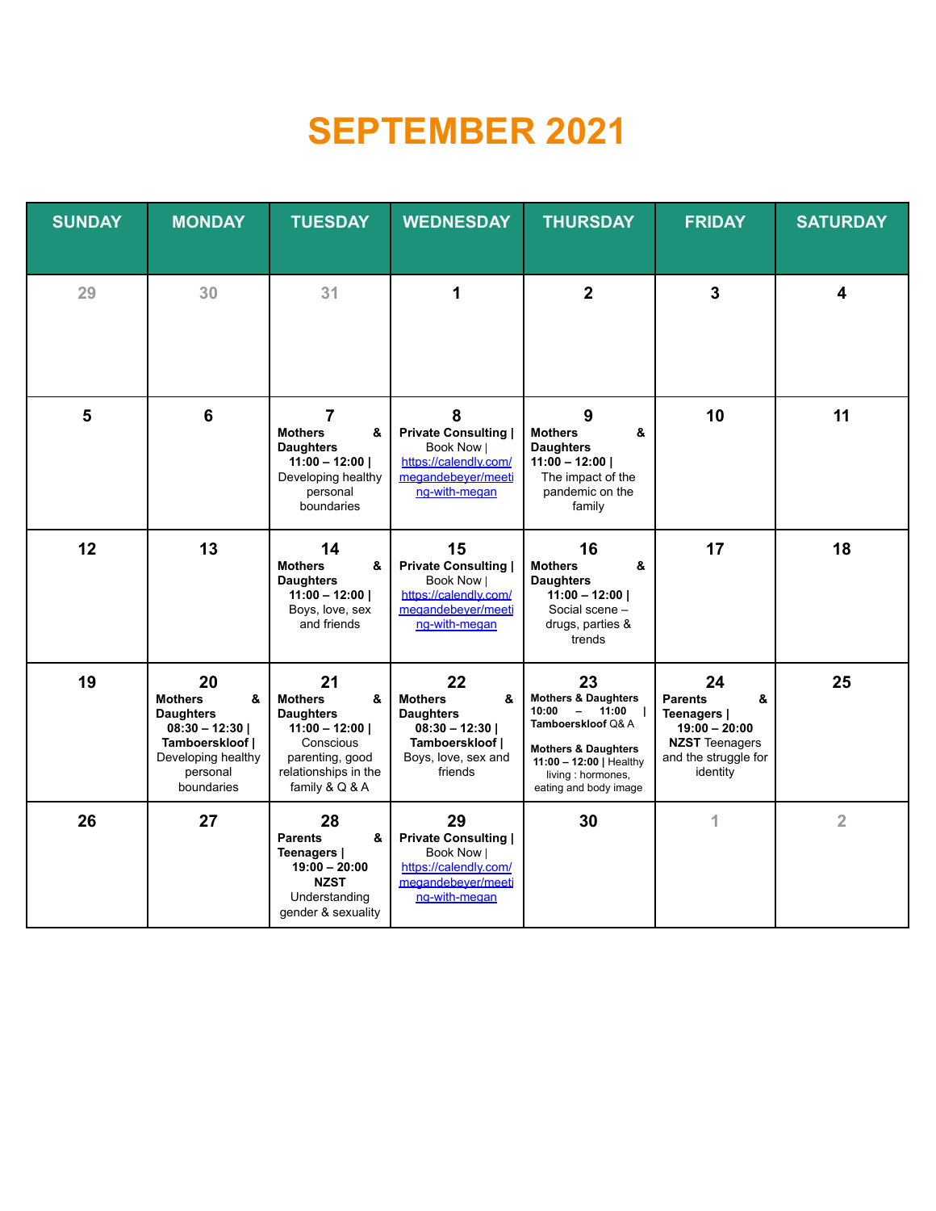# SEPTEMBER 2021

| SUNDAY | MONDAY | TUESDAY | WEDNESDAY | THURSDAY | FRIDAY | SATURDAY |
|---|---|---|---|---|---|---|
| 29 | 30 | 31 | 1 | 2 | 3 | 4 |
| 5 | 6 | 7 **Mothers & Daughters 11:00 – 12:00 \|** Developing healthy personal boundaries | 8 **Private Consulting \|** Book Now \| https://calendly.com/megandebeyer/meeting-with-megan | 9 **Mothers & Daughters 11:00 – 12:00 \|** The impact of the pandemic on the family | 10 | 11 |
| 12 | 13 | 14 **Mothers & Daughters 11:00 – 12:00 \|** Boys, love, sex and friends | 15 **Private Consulting \|** Book Now \| https://calendly.com/megandebeyer/meeting-with-megan | 16 **Mothers & Daughters 11:00 – 12:00 \|** Social scene – drugs, parties & trends | 17 | 18 |
| 19 | 20 **Mothers & Daughters 08:30 – 12:30 \| Tamboerskloof \|** Developing healthy personal boundaries | 21 **Mothers & Daughters 11:00 – 12:00 \|** Conscious parenting, good relationships in the family & Q & A | 22 **Mothers & Daughters 08:30 – 12:30 \| Tamboerskloof \|** Boys, love, sex and friends | 23 **Mothers & Daughters 10:00 – 11:00 \| Tamboerskloof** Q& A<br><br>**Mothers & Daughters 11:00 – 12:00 \|** Healthy living : hormones, eating and body image | 24 **Parents & Teenagers \| 19:00 – 20:00 NZST** Teenagers and the struggle for identity | 25 |
| 26 | 27 | 28 **Parents & Teenagers \| 19:00 – 20:00 NZST** Understanding gender & sexuality | 29 **Private Consulting \|** Book Now \| https://calendly.com/megandebeyer/meeting-with-megan | 30 | 1 | 2 |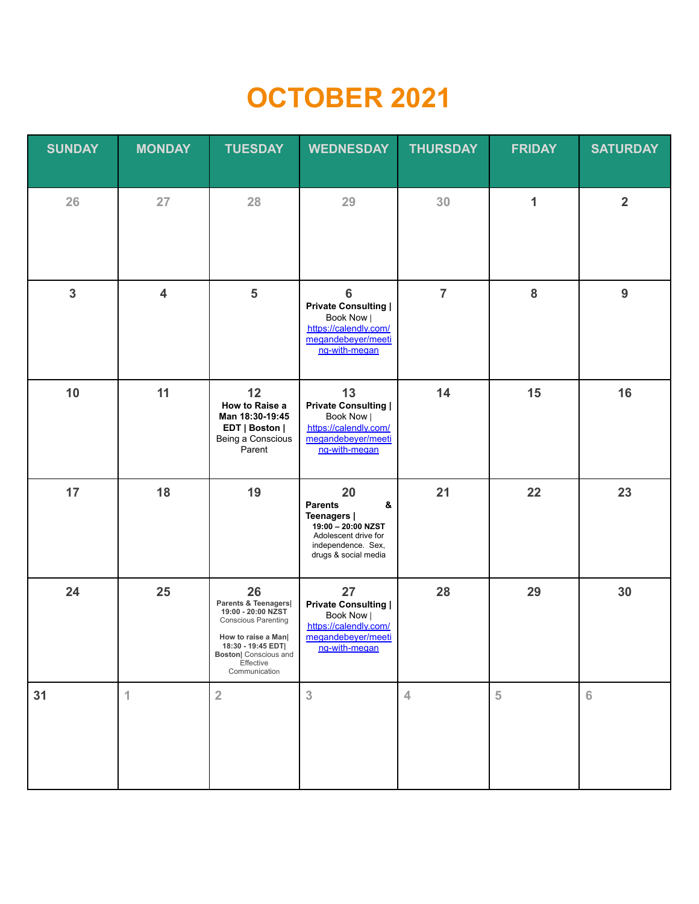# OCTOBER 2021

| SUNDAY | MONDAY | TUESDAY | WEDNESDAY | THURSDAY | FRIDAY | SATURDAY |
|---|---|---|---|---|---|---|
| 26 | 27 | 28 | 29 | 30 | 1 | 2 |
| 3 | 4 | 5 | 6 **Private Consulting \|** Book Now \| https://calendly.com/megandebeyer/meeting-with-megan | 7 | 8 | 9 |
| 10 | 11 | 12 **How to Raise a Man 18:30-19:45 EDT \| Boston \|** Being a Conscious Parent | 13 **Private Consulting \|** Book Now \| https://calendly.com/megandebeyer/meeting-with-megan | 14 | 15 | 16 |
| 17 | 18 | 19 | 20 **Parents & Teenagers \| 19:00 – 20:00 NZST** Adolescent drive for independence. Sex, drugs & social media | 21 | 22 | 23 |
| 24 | 25 | 26 **Parents & Teenagers\| 19:00 - 20:00 NZST** Conscious Parenting **How to raise a Man\| 18:30 - 19:45 EDT\| Boston\|** Conscious and Effective Communication | 27 **Private Consulting \|** Book Now \| https://calendly.com/megandebeyer/meeting-with-megan | 28 | 29 | 30 |
| 31 | 1 | 2 | 3 | 4 | 5 | 6 |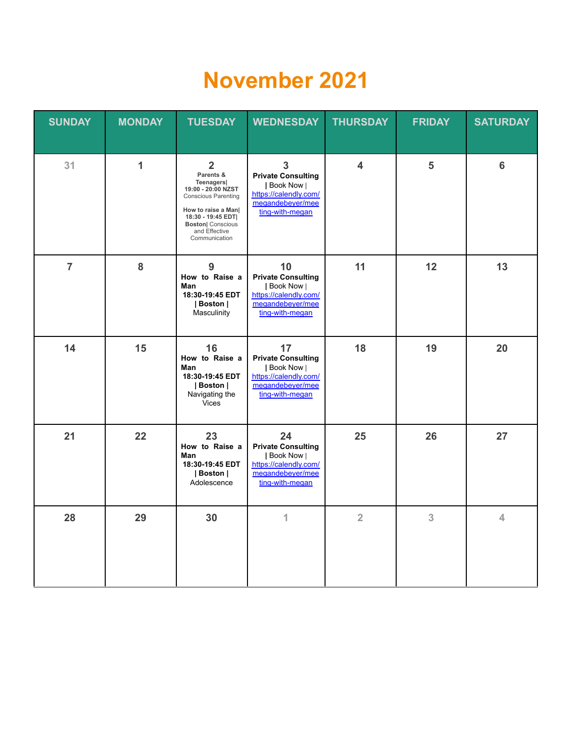# November 2021

| SUNDAY | MONDAY | TUESDAY | WEDNESDAY | THURSDAY | FRIDAY | SATURDAY |
|---|---|---|---|---|---|---|
| 31 | 1 | 2 **Parents & Teenagers\| 19:00 - 20:00 NZST** Conscious Parenting **How to raise a Man\| 18:30 - 19:45 EDT\| Boston\|** Conscious and Effective Communication | 3 **Private Consulting** \| Book Now \| https://calendly.com/megandebeyer/meeting-with-megan | 4 | 5 | 6 |
| 7 | 8 | 9 **How to Raise a Man 18:30-19:45 EDT \| Boston \|** Masculinity | 10 **Private Consulting** \| Book Now \| https://calendly.com/megandebeyer/meeting-with-megan | 11 | 12 | 13 |
| 14 | 15 | 16 **How to Raise a Man 18:30-19:45 EDT \| Boston \|** Navigating the Vices | 17 **Private Consulting** \| Book Now \| https://calendly.com/megandebeyer/meeting-with-megan | 18 | 19 | 20 |
| 21 | 22 | 23 **How to Raise a Man 18:30-19:45 EDT \| Boston \|** Adolescence | 24 **Private Consulting** \| Book Now \| https://calendly.com/megandebeyer/meeting-with-megan | 25 | 26 | 27 |
| 28 | 29 | 30 | 1 | 2 | 3 | 4 |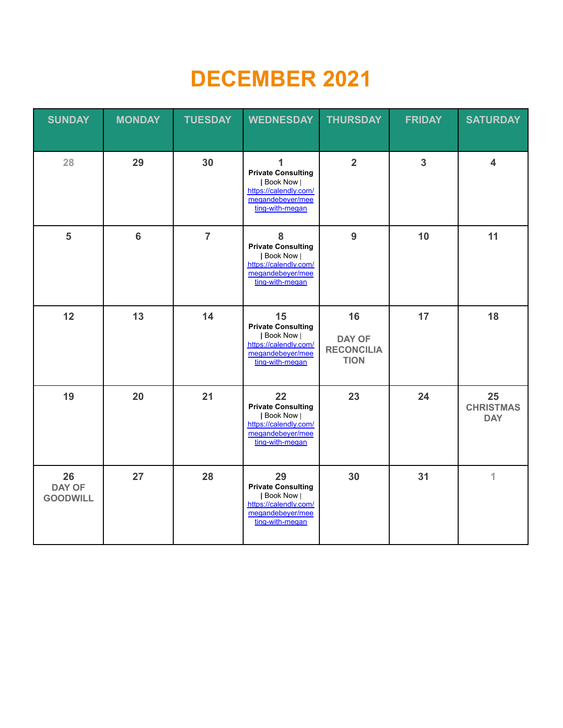# DECEMBER 2021

| SUNDAY | MONDAY | TUESDAY | WEDNESDAY | THURSDAY | FRIDAY | SATURDAY |
|---|---|---|---|---|---|---|
| 28 | 29 | 30 | 1 **Private Consulting** \| Book Now \| https://calendly.com/megandebeyer/meeting-with-megan | 2 | 3 | 4 |
| 5 | 6 | 7 | 8 **Private Consulting** \| Book Now \| https://calendly.com/megandebeyer/meeting-with-megan | 9 | 10 | 11 |
| 12 | 13 | 14 | 15 **Private Consulting** \| Book Now \| https://calendly.com/megandebeyer/meeting-with-megan | 16 DAY OF RECONCILIATION | 17 | 18 |
| 19 | 20 | 21 | 22 **Private Consulting** \| Book Now \| https://calendly.com/megandebeyer/meeting-with-megan | 23 | 24 | 25 CHRISTMAS DAY |
| 26 DAY OF GOODWILL | 27 | 28 | 29 **Private Consulting** \| Book Now \| https://calendly.com/megandebeyer/meeting-with-megan | 30 | 31 | 1 |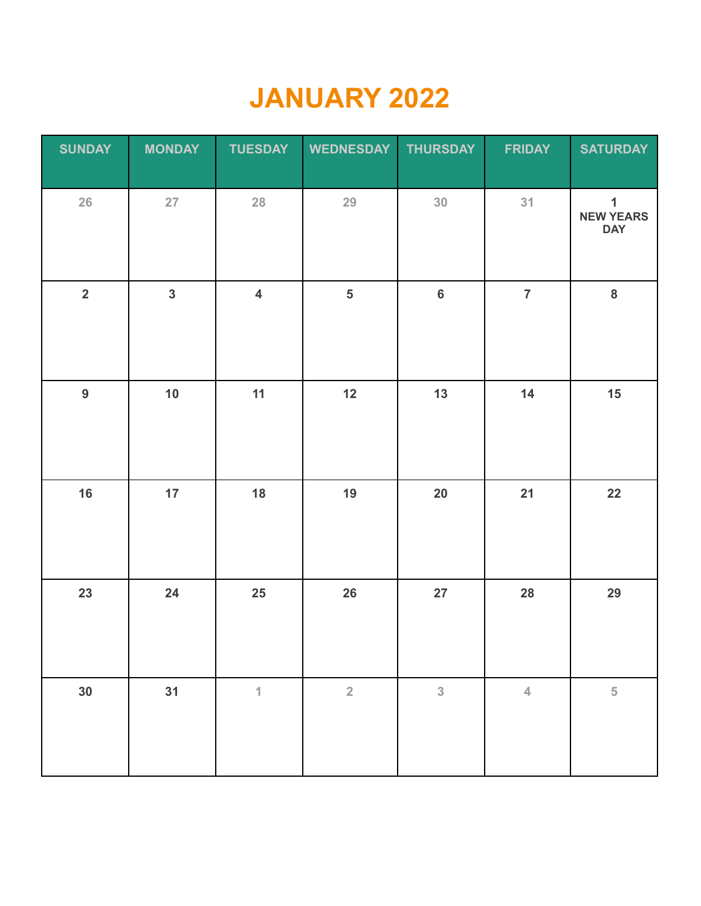# JANUARY 2022

| SUNDAY | MONDAY | TUESDAY | WEDNESDAY | THURSDAY | FRIDAY | SATURDAY |
| --- | --- | --- | --- | --- | --- | --- |
| 26 | 27 | 28 | 29 | 30 | 31 | 1 NEW YEARS DAY |
| 2 | 3 | 4 | 5 | 6 | 7 | 8 |
| 9 | 10 | 11 | 12 | 13 | 14 | 15 |
| 16 | 17 | 18 | 19 | 20 | 21 | 22 |
| 23 | 24 | 25 | 26 | 27 | 28 | 29 |
| 30 | 31 | 1 | 2 | 3 | 4 | 5 |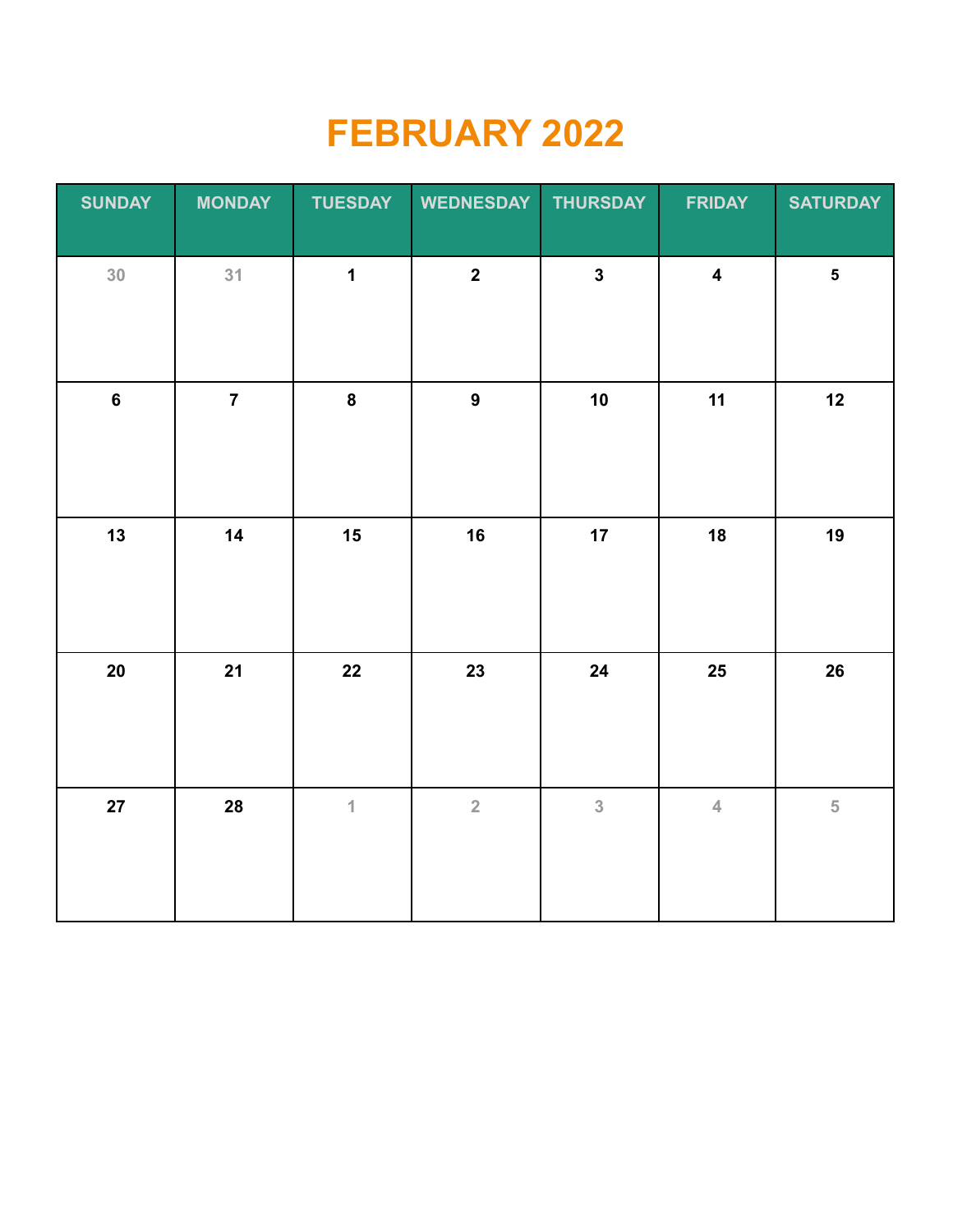# FEBRUARY 2022

| SUNDAY | MONDAY | TUESDAY | WEDNESDAY | THURSDAY | FRIDAY | SATURDAY |
|---|---|---|---|---|---|---|
| 30 | 31 | 1 | 2 | 3 | 4 | 5 |
| 6 | 7 | 8 | 9 | 10 | 11 | 12 |
| 13 | 14 | 15 | 16 | 17 | 18 | 19 |
| 20 | 21 | 22 | 23 | 24 | 25 | 26 |
| 27 | 28 | 1 | 2 | 3 | 4 | 5 |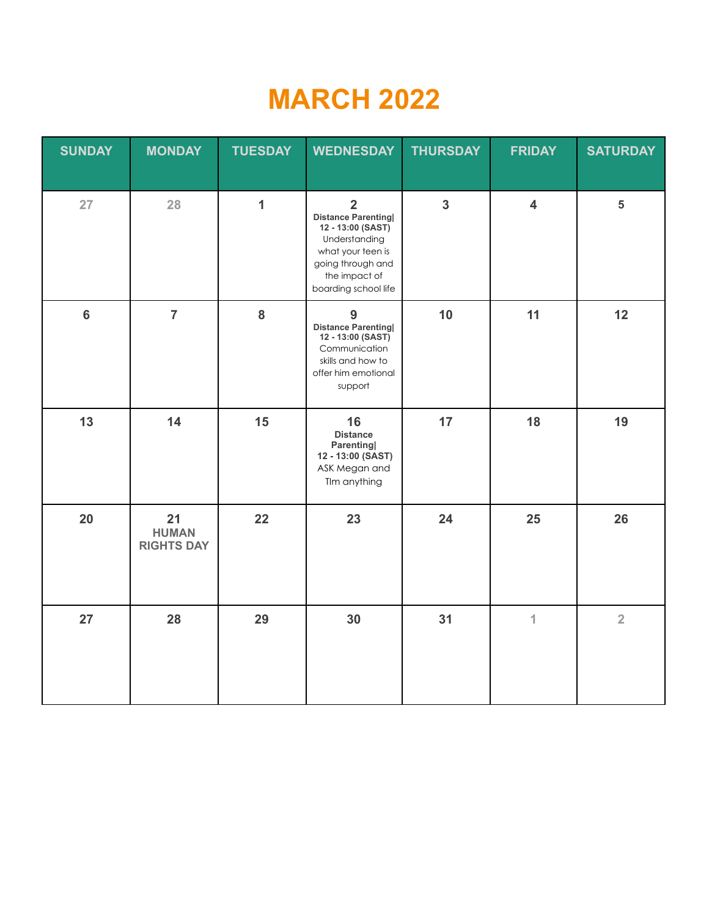# MARCH 2022

| SUNDAY | MONDAY | TUESDAY | WEDNESDAY | THURSDAY | FRIDAY | SATURDAY |
|---|---|---|---|---|---|---|
| 27 | 28 | 1 | 2 **Distance Parenting\| 12 - 13:00 (SAST)** Understanding what your teen is going through and the impact of boarding school life | 3 | 4 | 5 |
| 6 | 7 | 8 | 9 **Distance Parenting\| 12 - 13:00 (SAST)** Communication skills and how to offer him emotional support | 10 | 11 | 12 |
| 13 | 14 | 15 | 16 **Distance Parenting\| 12 - 13:00 (SAST)** ASK Megan and TIm anything | 17 | 18 | 19 |
| 20 | 21 **HUMAN RIGHTS DAY** | 22 | 23 | 24 | 25 | 26 |
| 27 | 28 | 29 | 30 | 31 | 1 | 2 |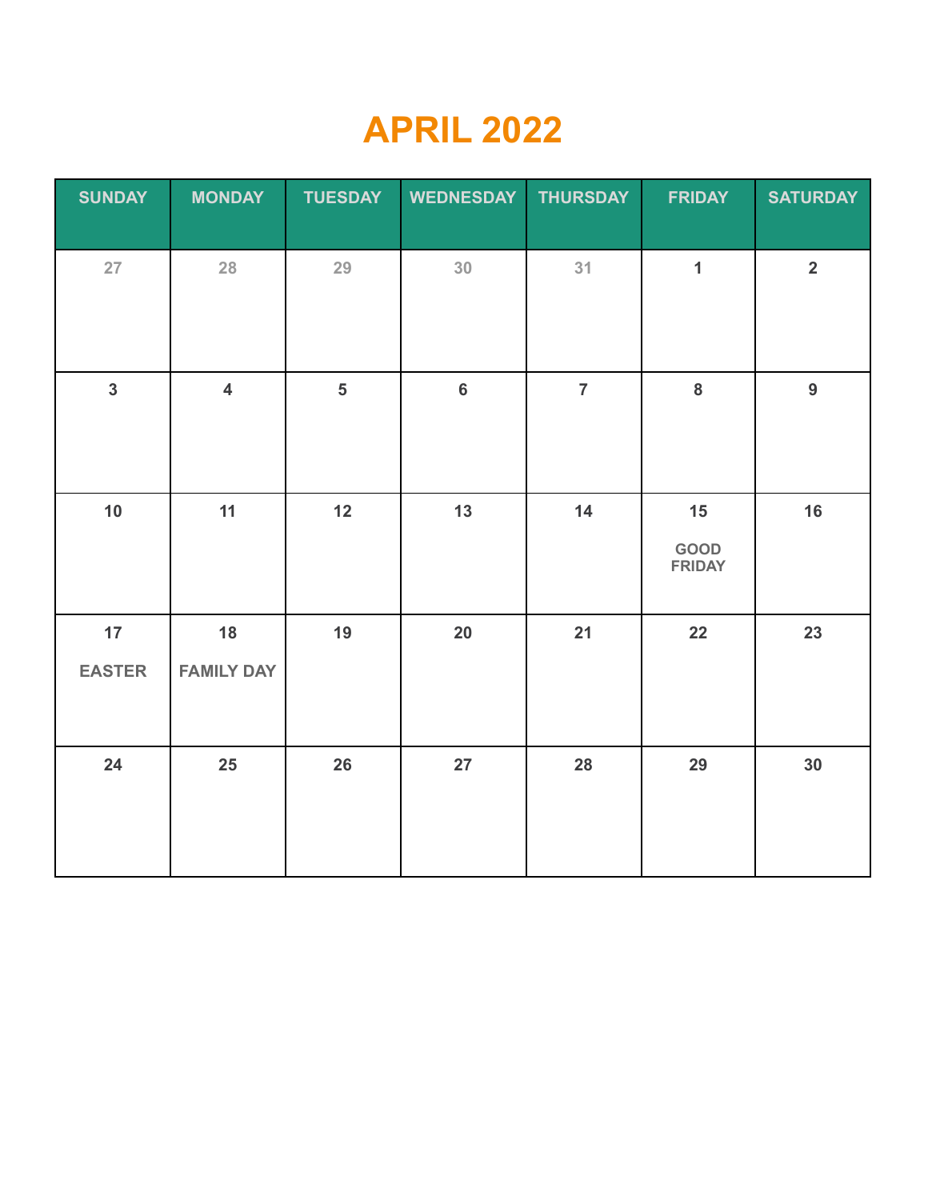# APRIL 2022

| SUNDAY | MONDAY | TUESDAY | WEDNESDAY | THURSDAY | FRIDAY | SATURDAY |
|---|---|---|---|---|---|---|
| 27 | 28 | 29 | 30 | 31 | 1 | 2 |
| 3 | 4 | 5 | 6 | 7 | 8 | 9 |
| 10 | 11 | 12 | 13 | 14 | 15<br>GOOD FRIDAY | 16 |
| 17<br>EASTER | 18<br>FAMILY DAY | 19 | 20 | 21 | 22 | 23 |
| 24 | 25 | 26 | 27 | 28 | 29 | 30 |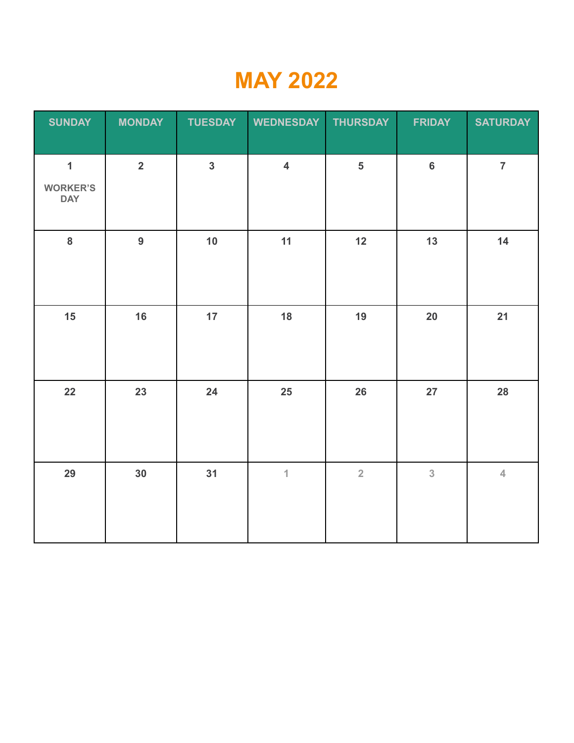# MAY 2022

| SUNDAY | MONDAY | TUESDAY | WEDNESDAY | THURSDAY | FRIDAY | SATURDAY |
|---|---|---|---|---|---|---|
| 1 WORKER'S DAY | 2 | 3 | 4 | 5 | 6 | 7 |
| 8 | 9 | 10 | 11 | 12 | 13 | 14 |
| 15 | 16 | 17 | 18 | 19 | 20 | 21 |
| 22 | 23 | 24 | 25 | 26 | 27 | 28 |
| 29 | 30 | 31 | 1 | 2 | 3 | 4 |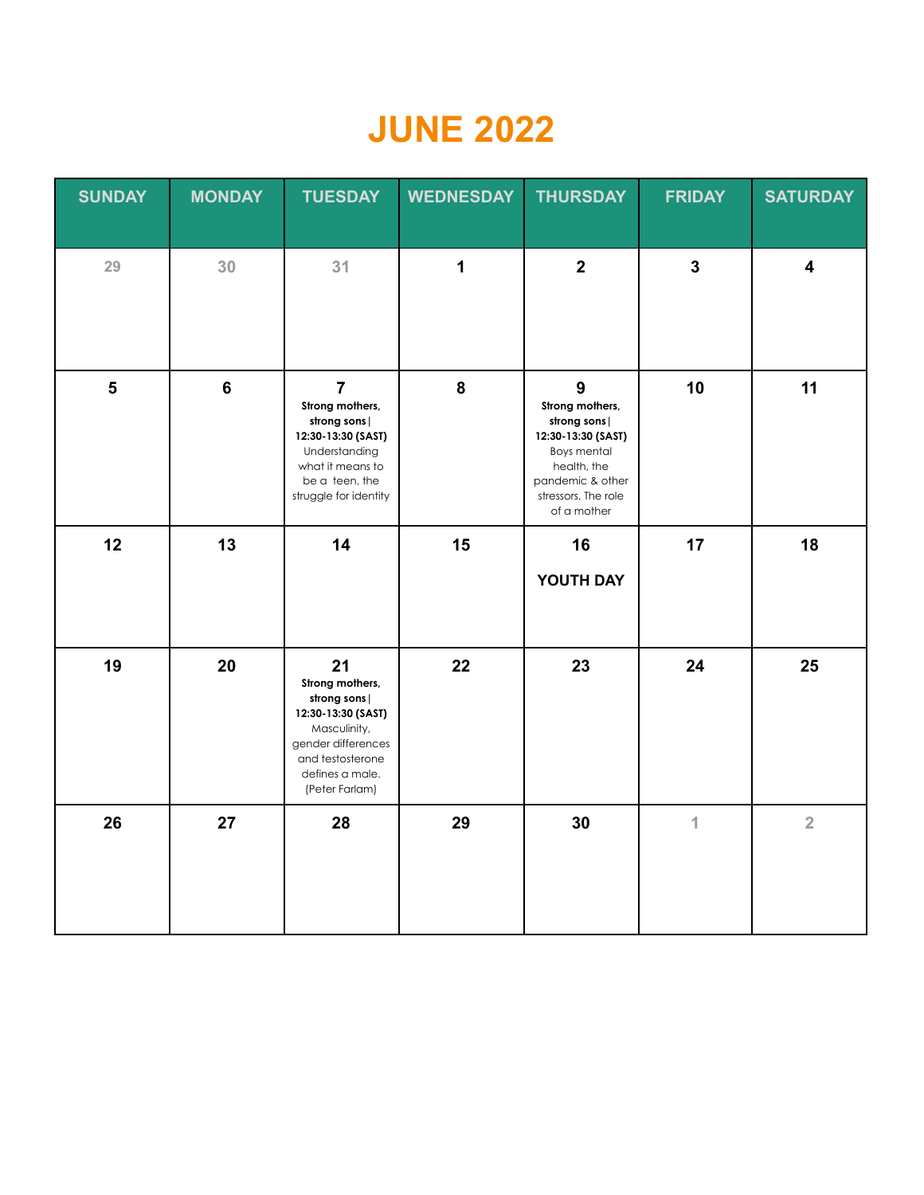# JUNE 2022

| SUNDAY | MONDAY | TUESDAY | WEDNESDAY | THURSDAY | FRIDAY | SATURDAY |
| --- | --- | --- | --- | --- | --- | --- |
| 29 | 30 | 31 | 1 | 2 | 3 | 4 |
| 5 | 6 | 7 **Strong mothers, strong sons \| 12:30-13:30 (SAST)** Understanding what it means to be a teen, the struggle for identity | 8 | 9 **Strong mothers, strong sons \| 12:30-13:30 (SAST)** Boys mental health, the pandemic & other stressors. The role of a mother | 10 | 11 |
| 12 | 13 | 14 | 15 | 16 **YOUTH DAY** | 17 | 18 |
| 19 | 20 | 21 **Strong mothers, strong sons \| 12:30-13:30 (SAST)** Masculinity, gender differences and testosterone defines a male. (Peter Farlam) | 22 | 23 | 24 | 25 |
| 26 | 27 | 28 | 29 | 30 | 1 | 2 |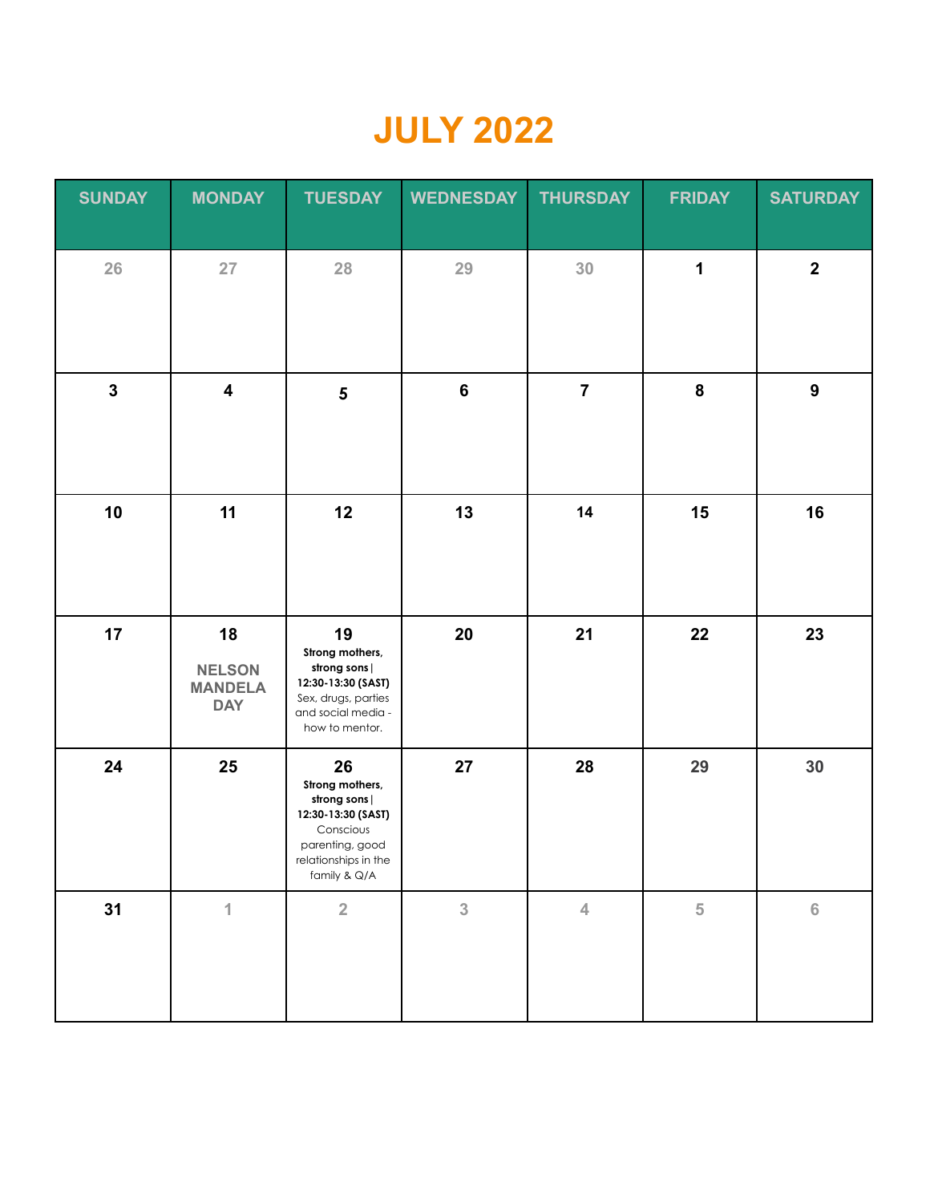# JULY 2022

| SUNDAY | MONDAY | TUESDAY | WEDNESDAY | THURSDAY | FRIDAY | SATURDAY |
|---|---|---|---|---|---|---|
| 26 | 27 | 28 | 29 | 30 | 1 | 2 |
| 3 | 4 | 5 | 6 | 7 | 8 | 9 |
| 10 | 11 | 12 | 13 | 14 | 15 | 16 |
| 17 | 18 NELSON MANDELA DAY | 19 **Strong mothers, strong sons \| 12:30-13:30 (SAST)** Sex, drugs, parties and social media - how to mentor. | 20 | 21 | 22 | 23 |
| 24 | 25 | 26 **Strong mothers, strong sons \| 12:30-13:30 (SAST)** Conscious parenting, good relationships in the family & Q/A | 27 | 28 | 29 | 30 |
| 31 | 1 | 2 | 3 | 4 | 5 | 6 |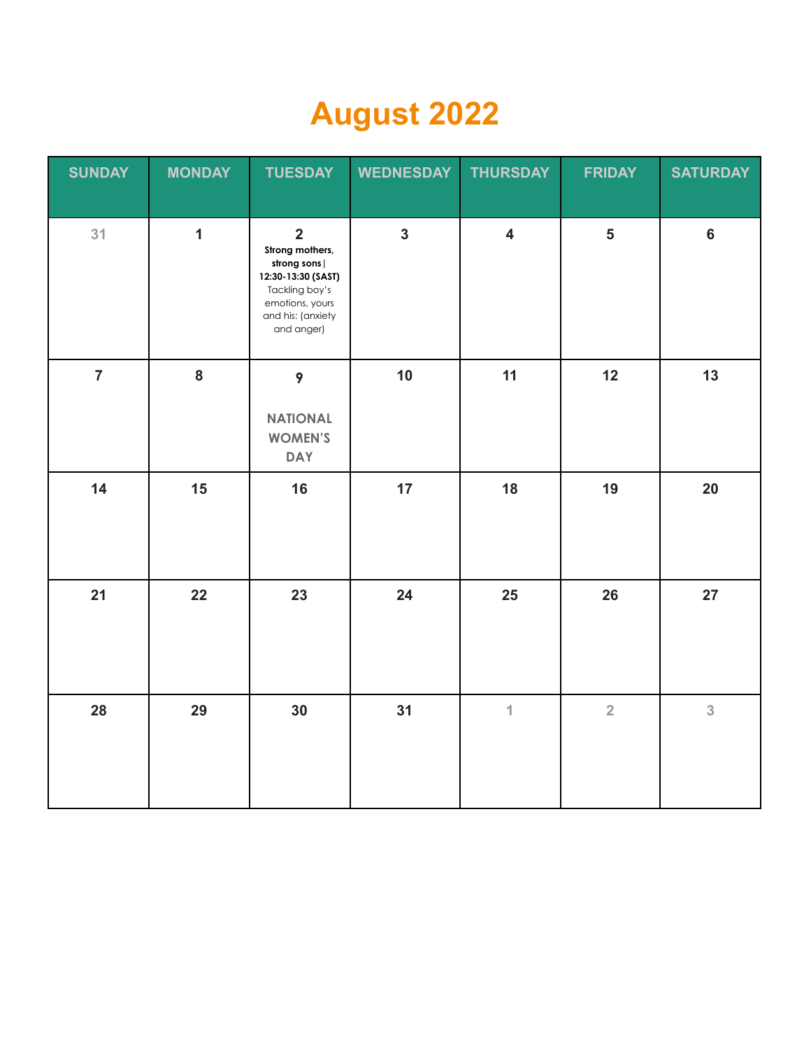# August 2022

| SUNDAY | MONDAY | TUESDAY | WEDNESDAY | THURSDAY | FRIDAY | SATURDAY |
|---|---|---|---|---|---|---|
| 31 | 1 | 2 **Strong mothers, strong sons \| 12:30-13:30 (SAST)** Tackling boy's emotions, yours and his: (anxiety and anger) | 3 | 4 | 5 | 6 |
| 7 | 8 | 9 NATIONAL WOMEN'S DAY | 10 | 11 | 12 | 13 |
| 14 | 15 | 16 | 17 | 18 | 19 | 20 |
| 21 | 22 | 23 | 24 | 25 | 26 | 27 |
| 28 | 29 | 30 | 31 | 1 | 2 | 3 |